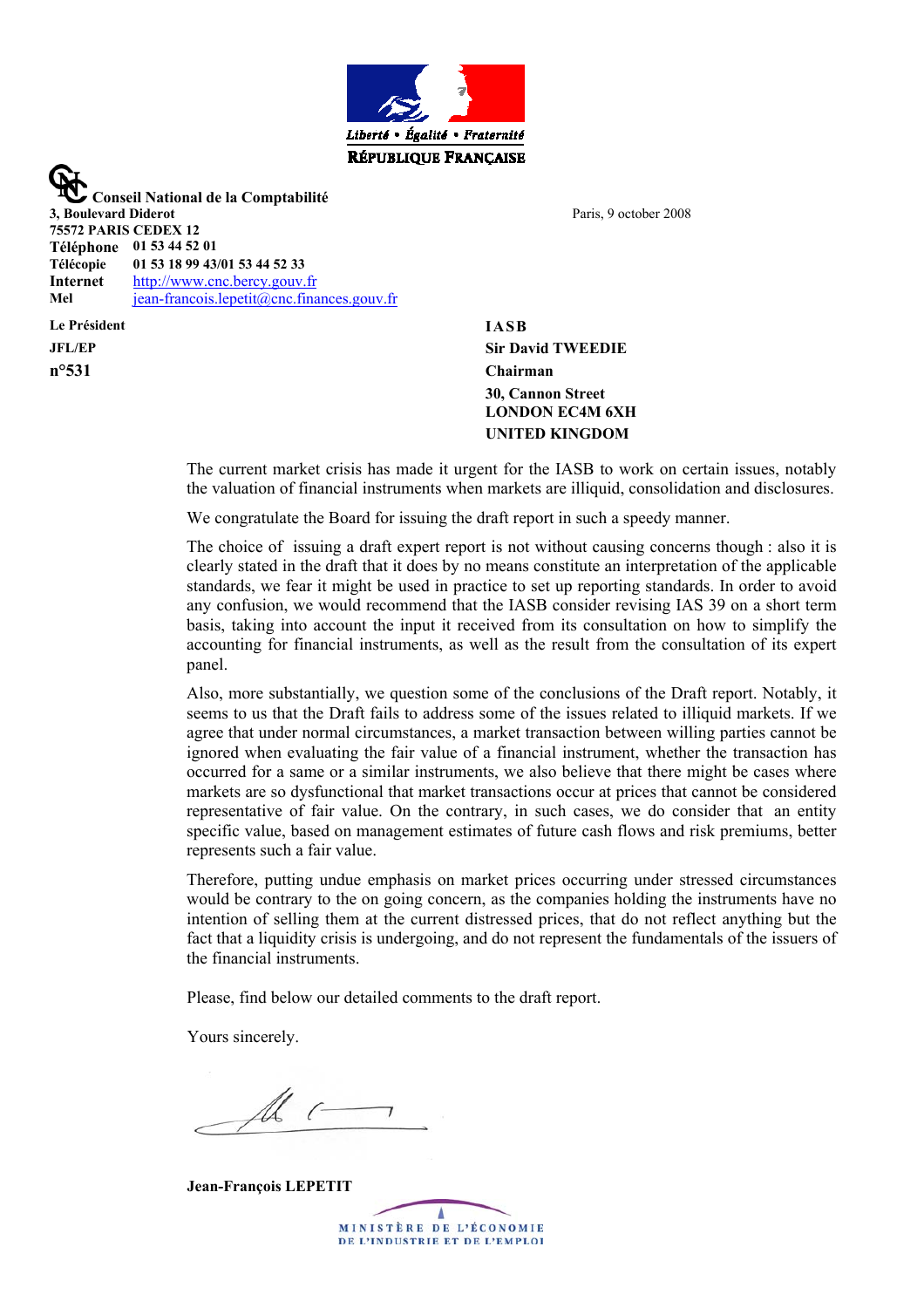Liberté • Égalité • Fraternité

RÉPUBLIQUE FRANÇAISE

**Conseil National de la Comptabilité**

**3, Boulevard Diderot**
**75572 PARIS CEDEX 12**
**Téléphone** 01 53 44 52 01
**Télécopie** 01 53 18 99 43/01 53 44 52 33
**Internet** http://www.cnc.bercy.gouv.fr
**Mel** jean-francois.lepetit@cnc.finances.gouv.fr

Paris, 9 october 2008

**Le Président**
**JFL/EP**
**n°531**

**IASB**
**Sir David TWEEDIE**
**Chairman**
**30, Cannon Street**
**LONDON EC4M 6XH**
**UNITED KINGDOM**

The current market crisis has made it urgent for the IASB to work on certain issues, notably the valuation of financial instruments when markets are illiquid, consolidation and disclosures.

We congratulate the Board for issuing the draft report in such a speedy manner.

The choice of issuing a draft expert report is not without causing concerns though : also it is clearly stated in the draft that it does by no means constitute an interpretation of the applicable standards, we fear it might be used in practice to set up reporting standards. In order to avoid any confusion, we would recommend that the IASB consider revising IAS 39 on a short term basis, taking into account the input it received from its consultation on how to simplify the accounting for financial instruments, as well as the result from the consultation of its expert panel.

Also, more substantially, we question some of the conclusions of the Draft report. Notably, it seems to us that the Draft fails to address some of the issues related to illiquid markets. If we agree that under normal circumstances, a market transaction between willing parties cannot be ignored when evaluating the fair value of a financial instrument, whether the transaction has occurred for a same or a similar instruments, we also believe that there might be cases where markets are so dysfunctional that market transactions occur at prices that cannot be considered representative of fair value. On the contrary, in such cases, we do consider that an entity specific value, based on management estimates of future cash flows and risk premiums, better represents such a fair value.

Therefore, putting undue emphasis on market prices occurring under stressed circumstances would be contrary to the on going concern, as the companies holding the instruments have no intention of selling them at the current distressed prices, that do not reflect anything but the fact that a liquidity crisis is undergoing, and do not represent the fundamentals of the issuers of the financial instruments.

Please, find below our detailed comments to the draft report.

Yours sincerely.

**Jean-François LEPETIT**

MINISTÈRE DE L'ÉCONOMIE
DE L'INDUSTRIE ET DE L'EMPLOI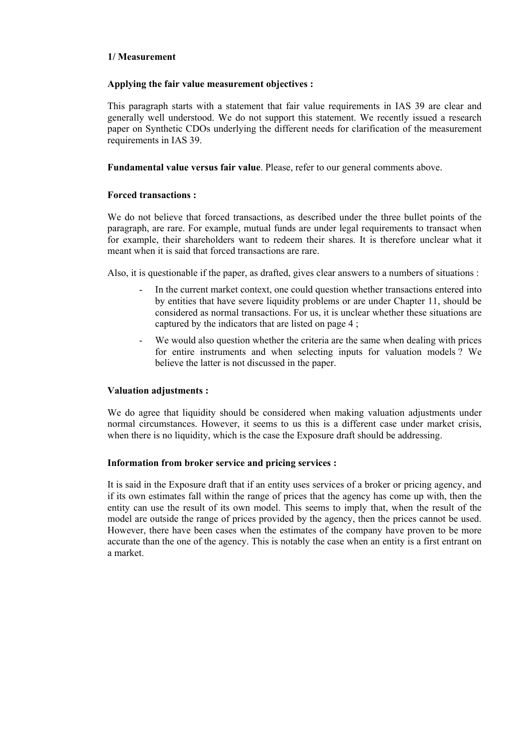**1/ Measurement**

**Applying the fair value measurement objectives :**

This paragraph starts with a statement that fair value requirements in IAS 39 are clear and generally well understood. We do not support this statement. We recently issued a research paper on Synthetic CDOs underlying the different needs for clarification of the measurement requirements in IAS 39.

**Fundamental value versus fair value**. Please, refer to our general comments above.

**Forced transactions :**

We do not believe that forced transactions, as described under the three bullet points of the paragraph, are rare. For example, mutual funds are under legal requirements to transact when for example, their shareholders want to redeem their shares. It is therefore unclear what it meant when it is said that forced transactions are rare.

Also, it is questionable if the paper, as drafted, gives clear answers to a numbers of situations :

- In the current market context, one could question whether transactions entered into by entities that have severe liquidity problems or are under Chapter 11, should be considered as normal transactions. For us, it is unclear whether these situations are captured by the indicators that are listed on page 4 ;
- We would also question whether the criteria are the same when dealing with prices for entire instruments and when selecting inputs for valuation models ? We believe the latter is not discussed in the paper.

**Valuation adjustments :**

We do agree that liquidity should be considered when making valuation adjustments under normal circumstances. However, it seems to us this is a different case under market crisis, when there is no liquidity, which is the case the Exposure draft should be addressing.

**Information from broker service and pricing services :**

It is said in the Exposure draft that if an entity uses services of a broker or pricing agency, and if its own estimates fall within the range of prices that the agency has come up with, then the entity can use the result of its own model. This seems to imply that, when the result of the model are outside the range of prices provided by the agency, then the prices cannot be used. However, there have been cases when the estimates of the company have proven to be more accurate than the one of the agency. This is notably the case when an entity is a first entrant on a market.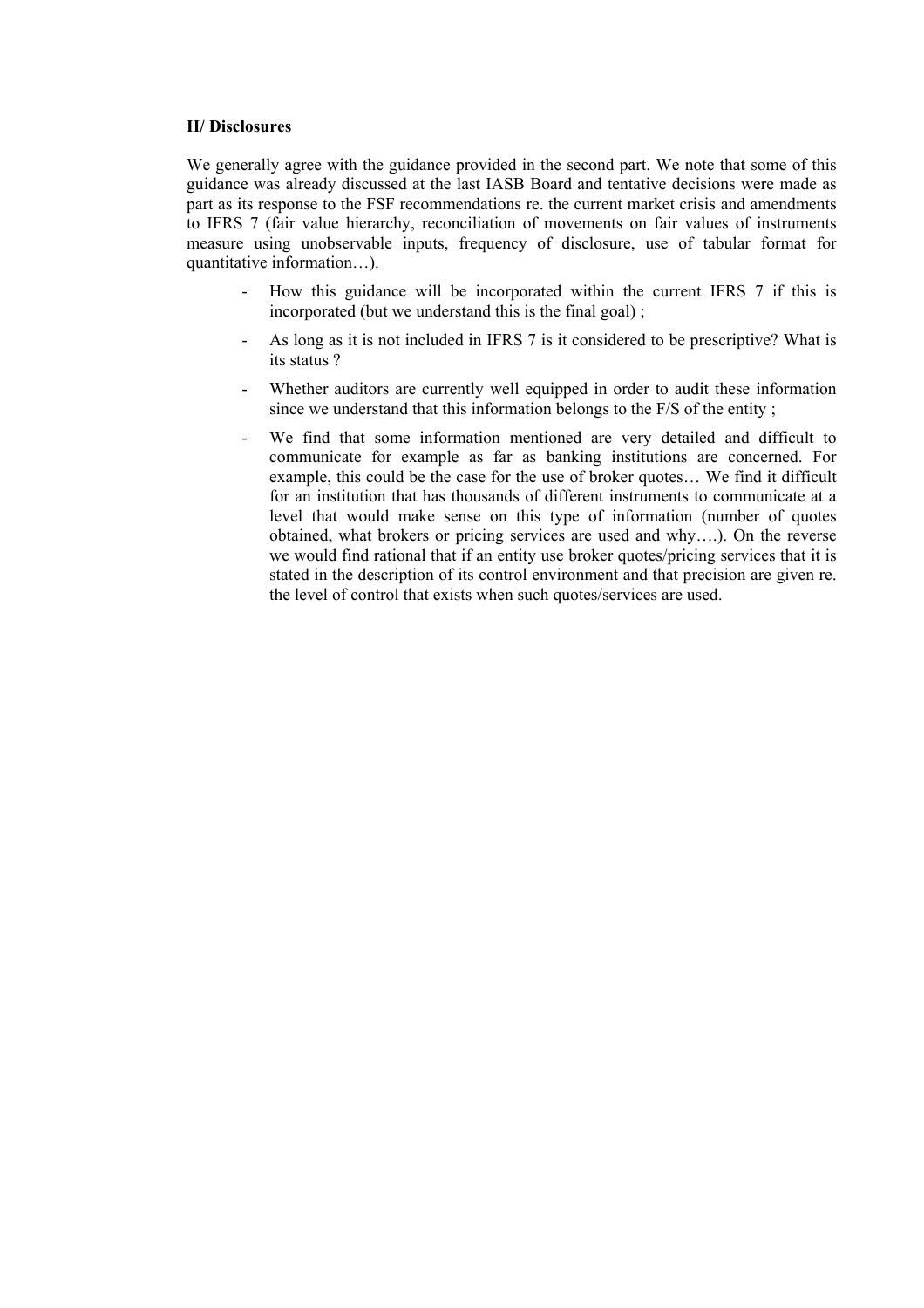**II/ Disclosures**

We generally agree with the guidance provided in the second part. We note that some of this guidance was already discussed at the last IASB Board and tentative decisions were made as part as its response to the FSF recommendations re. the current market crisis and amendments to IFRS 7 (fair value hierarchy, reconciliation of movements on fair values of instruments measure using unobservable inputs, frequency of disclosure, use of tabular format for quantitative information…).

- How this guidance will be incorporated within the current IFRS 7 if this is incorporated (but we understand this is the final goal) ;
- As long as it is not included in IFRS 7 is it considered to be prescriptive? What is its status ?
- Whether auditors are currently well equipped in order to audit these information since we understand that this information belongs to the F/S of the entity ;
- We find that some information mentioned are very detailed and difficult to communicate for example as far as banking institutions are concerned. For example, this could be the case for the use of broker quotes… We find it difficult for an institution that has thousands of different instruments to communicate at a level that would make sense on this type of information (number of quotes obtained, what brokers or pricing services are used and why….). On the reverse we would find rational that if an entity use broker quotes/pricing services that it is stated in the description of its control environment and that precision are given re. the level of control that exists when such quotes/services are used.